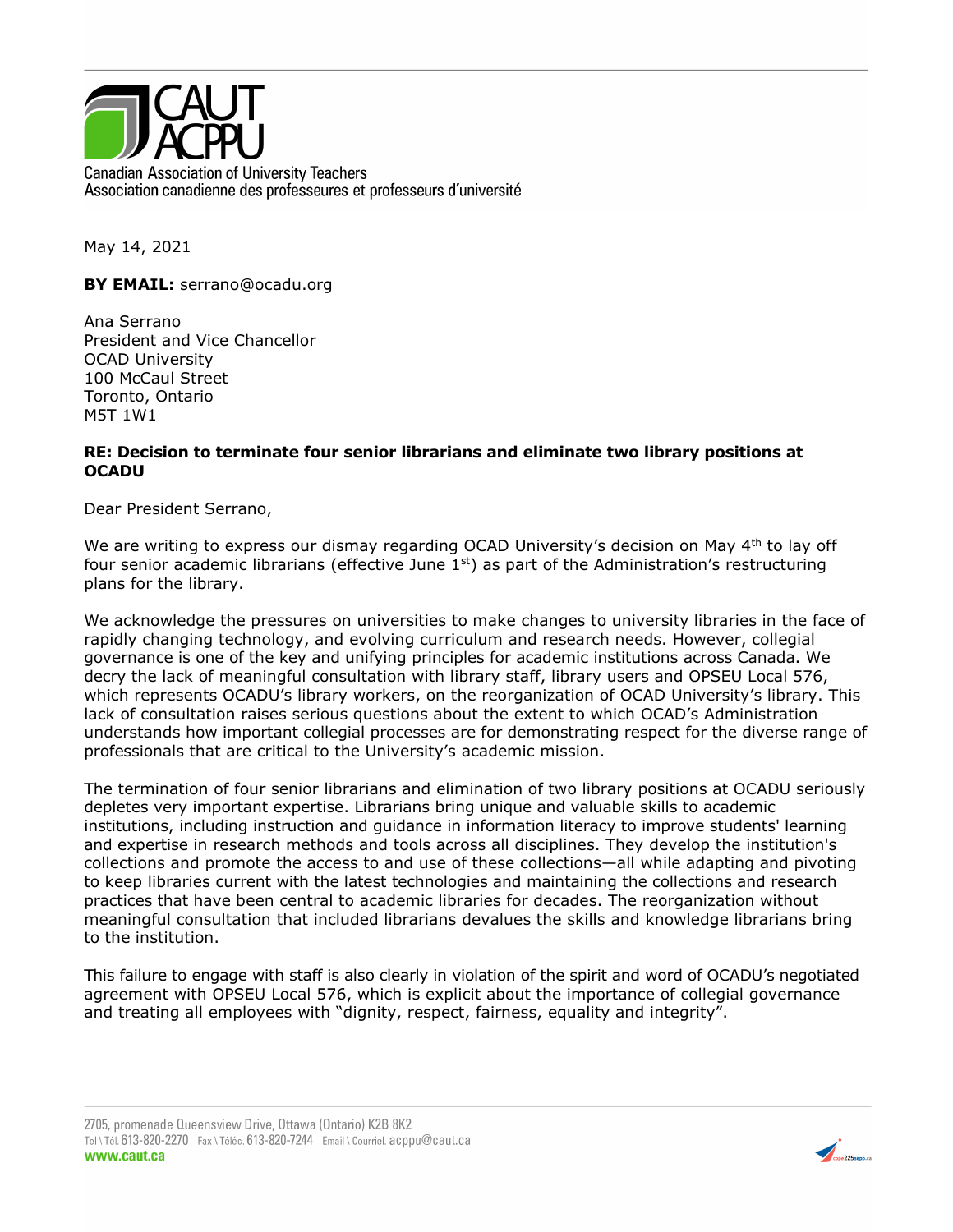CAUT ACPPU

Canadian Association of University Teachers
Association canadienne des professeures et professeurs d'université

May 14, 2021

**BY EMAIL:** serrano@ocadu.org

Ana Serrano
President and Vice Chancellor
OCAD University
100 McCaul Street
Toronto, Ontario
M5T 1W1

**RE: Decision to terminate four senior librarians and eliminate two library positions at OCADU**

Dear President Serrano,

We are writing to express our dismay regarding OCAD University's decision on May 4th to lay off four senior academic librarians (effective June 1st) as part of the Administration's restructuring plans for the library.

We acknowledge the pressures on universities to make changes to university libraries in the face of rapidly changing technology, and evolving curriculum and research needs. However, collegial governance is one of the key and unifying principles for academic institutions across Canada. We decry the lack of meaningful consultation with library staff, library users and OPSEU Local 576, which represents OCADU's library workers, on the reorganization of OCAD University's library. This lack of consultation raises serious questions about the extent to which OCAD's Administration understands how important collegial processes are for demonstrating respect for the diverse range of professionals that are critical to the University's academic mission.

The termination of four senior librarians and elimination of two library positions at OCADU seriously depletes very important expertise. Librarians bring unique and valuable skills to academic institutions, including instruction and guidance in information literacy to improve students' learning and expertise in research methods and tools across all disciplines. They develop the institution's collections and promote the access to and use of these collections—all while adapting and pivoting to keep libraries current with the latest technologies and maintaining the collections and research practices that have been central to academic libraries for decades. The reorganization without meaningful consultation that included librarians devalues the skills and knowledge librarians bring to the institution.

This failure to engage with staff is also clearly in violation of the spirit and word of OCADU's negotiated agreement with OPSEU Local 576, which is explicit about the importance of collegial governance and treating all employees with "dignity, respect, fairness, equality and integrity".

2705, promenade Queensview Drive, Ottawa (Ontario) K2B 8K2
Tel \ Tél. 613-820-2270 Fax \ Téléc. 613-820-7244 Email \ Courriel. acppu@caut.ca
www.caut.ca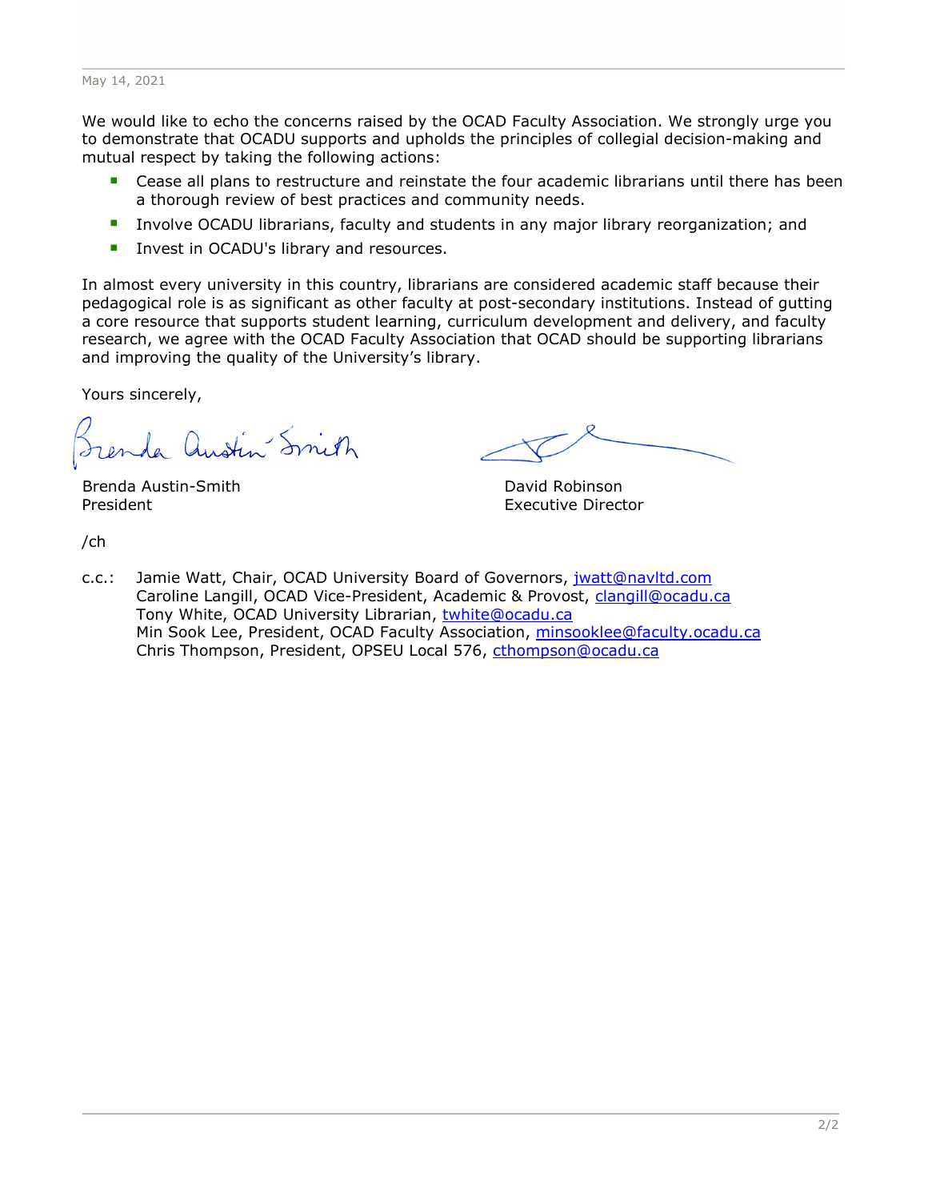May 14, 2021

We would like to echo the concerns raised by the OCAD Faculty Association. We strongly urge you to demonstrate that OCADU supports and upholds the principles of collegial decision-making and mutual respect by taking the following actions:

- Cease all plans to restructure and reinstate the four academic librarians until there has been a thorough review of best practices and community needs.
- Involve OCADU librarians, faculty and students in any major library reorganization; and
- Invest in OCADU's library and resources.

In almost every university in this country, librarians are considered academic staff because their pedagogical role is as significant as other faculty at post-secondary institutions. Instead of gutting a core resource that supports student learning, curriculum development and delivery, and faculty research, we agree with the OCAD Faculty Association that OCAD should be supporting librarians and improving the quality of the University's library.

Yours sincerely,

Brenda Austin-Smith
President

David Robinson
Executive Director

/ch

c.c.: Jamie Watt, Chair, OCAD University Board of Governors, jwatt@navltd.com
Caroline Langill, OCAD Vice-President, Academic & Provost, clangill@ocadu.ca
Tony White, OCAD University Librarian, twhite@ocadu.ca
Min Sook Lee, President, OCAD Faculty Association, minsooklee@faculty.ocadu.ca
Chris Thompson, President, OPSEU Local 576, cthompson@ocadu.ca